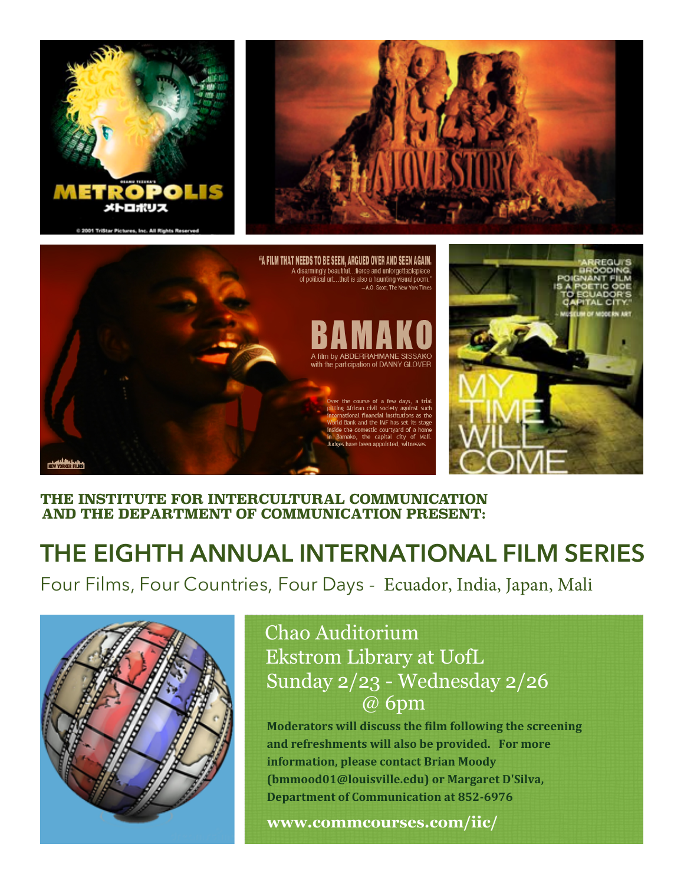**THE INSTITUTE FOR INTERCULTURAL COMMUNICATION AND THE DEPARTMENT OF COMMUNICATION PRESENT:**

# THE EIGHTH ANNUAL INTERNATIONAL FILM SERIES

Four Films, Four Countries, Four Days - Ecuador, India, Japan, Mali

Chao Auditorium
Ekstrom Library at UofL
Sunday 2/23 - Wednesday 2/26
@ 6pm

**Moderators will discuss the film following the screening and refreshments will also be provided. For more information, please contact Brian Moody (bmmood01@louisville.edu) or Margaret D'Silva, Department of Communication at 852-6976**

**www.commcourses.com/iic/**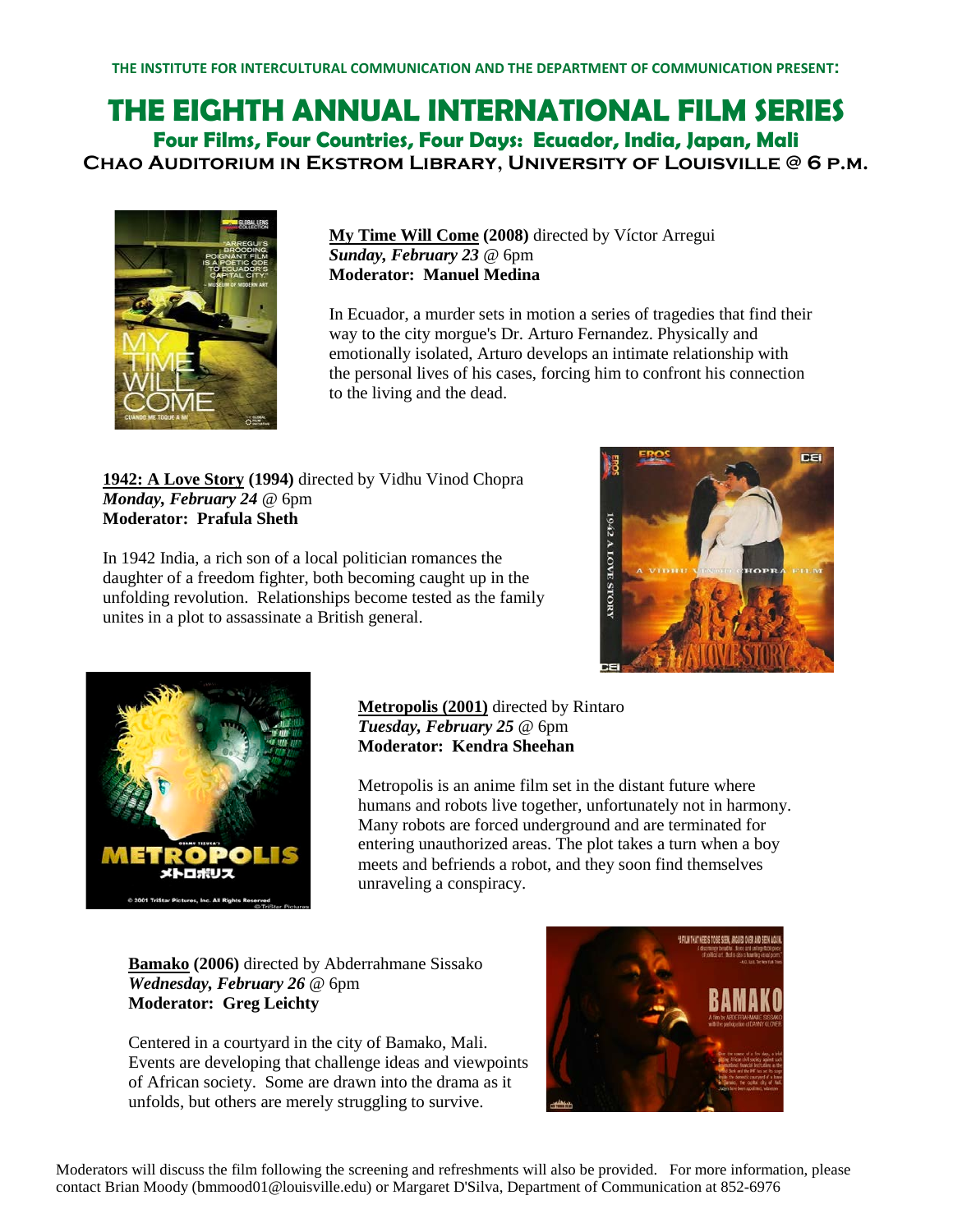THE INSTITUTE FOR INTERCULTURAL COMMUNICATION AND THE DEPARTMENT OF COMMUNICATION PRESENT:

# THE EIGHTH ANNUAL INTERNATIONAL FILM SERIES

## Four Films, Four Countries, Four Days: Ecuador, India, Japan, Mali

### Chao Auditorium in Ekstrom Library, University of Louisville @ 6 p.m.

**My Time Will Come (2008)** directed by Víctor Arregui
***Sunday, February 23*** @ 6pm
**Moderator: Manuel Medina**

In Ecuador, a murder sets in motion a series of tragedies that find their way to the city morgue's Dr. Arturo Fernandez. Physically and emotionally isolated, Arturo develops an intimate relationship with the personal lives of his cases, forcing him to confront his connection to the living and the dead.

**1942: A Love Story (1994)** directed by Vidhu Vinod Chopra
***Monday, February 24*** @ 6pm
**Moderator: Prafula Sheth**

In 1942 India, a rich son of a local politician romances the daughter of a freedom fighter, both becoming caught up in the unfolding revolution. Relationships become tested as the family unites in a plot to assassinate a British general.

**Metropolis (2001)** directed by Rintaro
***Tuesday, February 25*** @ 6pm
**Moderator: Kendra Sheehan**

Metropolis is an anime film set in the distant future where humans and robots live together, unfortunately not in harmony. Many robots are forced underground and are terminated for entering unauthorized areas. The plot takes a turn when a boy meets and befriends a robot, and they soon find themselves unraveling a conspiracy.

**Bamako (2006)** directed by Abderrahmane Sissako
***Wednesday, February 26*** @ 6pm
**Moderator: Greg Leichty**

Centered in a courtyard in the city of Bamako, Mali. Events are developing that challenge ideas and viewpoints of African society. Some are drawn into the drama as it unfolds, but others are merely struggling to survive.

Moderators will discuss the film following the screening and refreshments will also be provided. For more information, please contact Brian Moody (bmmood01@louisville.edu) or Margaret D'Silva, Department of Communication at 852-6976